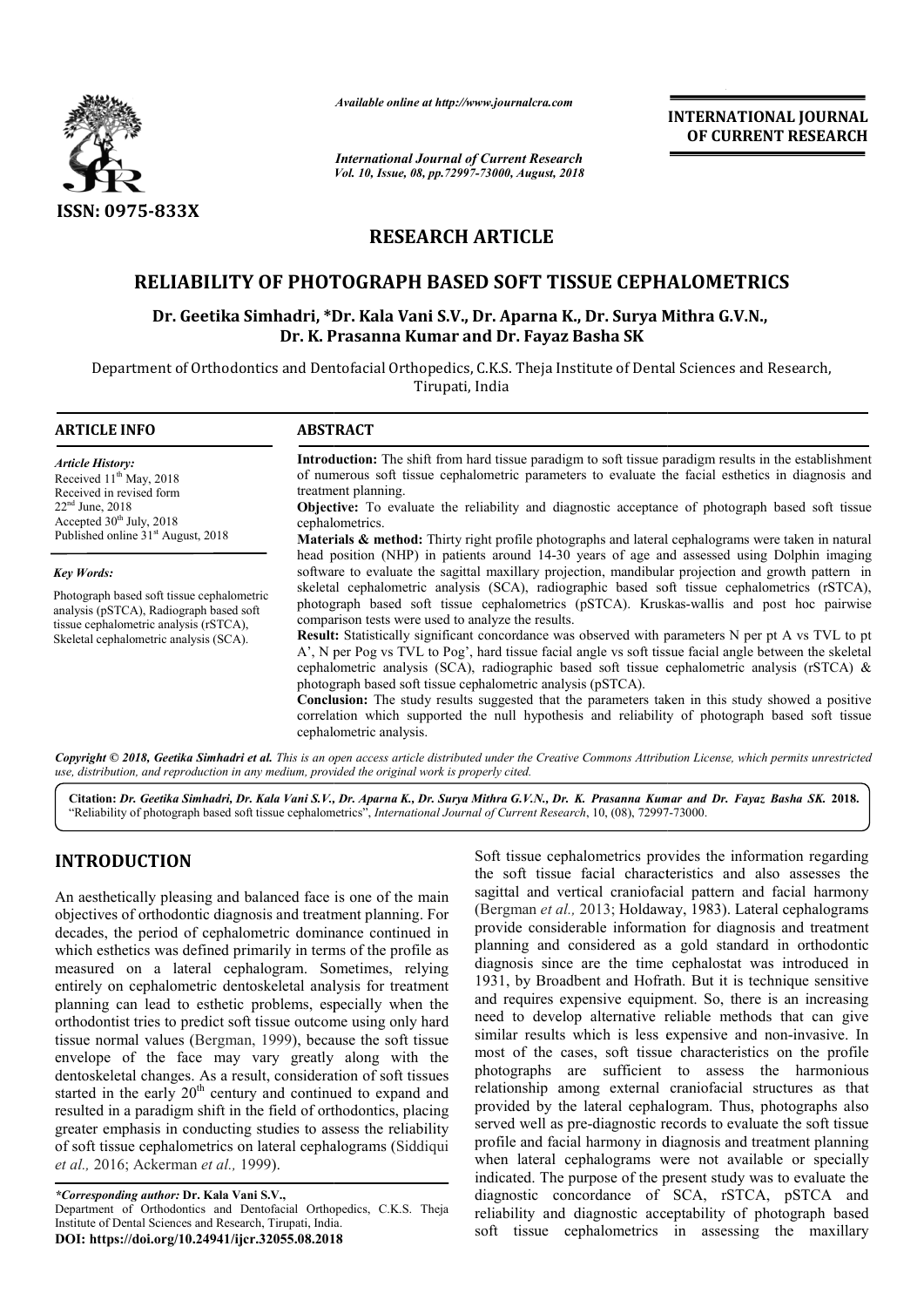*Available online at http://www.journalcra.com*

*International Journal of Current Research*

**INTERNATIONAL JOURNAL OF CURRENT RESEARCH**

ISSN: 0975-833X

## RESEARCH ARTICLE

# RELIABILITY OF PHOTOGRAPH BASED SOFT TISSUE CEPHALOMETRICS

**Dr. Geetika Simhadri, \*Dr. Kala Vani S.V., Dr. Aparna K., Dr. Surya Mithra G.V.N., Dr. K. Prasanna Kumar and Dr. Fayaz Basha SK**

Department of Orthodontics and Dentofacial Orthopedics, C.K.S. Theja Institute of Dental Sciences and Research, Tirupati, India

### ARTICLE INFO

*Article History:*

Received 11[th] May, 2018

Received in revised form 22[nd] June, 2018

Accepted 30[th] July, 2018

Published online 31[st] August, 2018

*Key Words:*

Photograph based soft tissue cephalometric analysis (pSTCA), Radiograph based soft tissue cephalometric analysis (rSTCA), Skeletal cephalometric analysis (SCA).

### ABSTRACT

**Introduction:** The shift from hard tissue paradigm to soft tissue paradigm results in the establishment of numerous soft tissue cephalometric parameters to evaluate the facial esthetics in diagnosis and treatment planning.

**Objective:** To evaluate the reliability and diagnostic acceptance of photograph based soft tissue cephalometrics.

**Materials & method:** Thirty right profile photographs and lateral cephalograms were taken in natural head position (NHP) in patients around 14-30 years of age and assessed using Dolphin imaging software to evaluate the sagittal maxillary projection, mandibular projection and growth pattern in skeletal cephalometric analysis (SCA), radiographic based soft tissue cephalometrics (rSTCA), photograph based soft tissue cephalometrics (pSTCA). Kruskas-wallis and post hoc pairwise comparison tests were used to analyze the results.

**Result:** Statistically significant concordance was observed with parameters N per pt A vs TVL to pt A', N per Pog vs TVL to Pog', hard tissue facial angle vs soft tissue facial angle between the skeletal cephalometric analysis (SCA), radiographic based soft tissue cephalometric analysis (rSTCA) & photograph based soft tissue cephalometric analysis (pSTCA).

**Conclusion:** The study results suggested that the parameters taken in this study showed a positive correlation which supported the null hypothesis and reliability of photograph based soft tissue cephalometric analysis.

*Copyright © 2018, Geetika Simhadri et al. This is an open access article distributed under the Creative Commons Attribution License, which permits unrestricted use, distribution, and reproduction in any medium, provided the original work is properly cited.*

**Citation:** *Dr. Geetika Simhadri, Dr. Kala Vani S.V., Dr. Aparna K., Dr. Surya Mithra G.V.N., Dr. K. Prasanna Kumar and Dr. Fayaz Basha SK.* **2018.** "Reliability of photograph based soft tissue cephalometrics", *International Journal of Current Research*, 10, (08), 72997-73000.

## INTRODUCTION

An aesthetically pleasing and balanced face is one of the main objectives of orthodontic diagnosis and treatment planning. For decades, the period of cephalometric dominance continued in which esthetics was defined primarily in terms of the profile as measured on a lateral cephalogram. Sometimes, relying entirely on cephalometric dentoskeletal analysis for treatment planning can lead to esthetic problems, especially when the orthodontist tries to predict soft tissue outcome using only hard tissue normal values (Bergman, 1999), because the soft tissue envelope of the face may vary greatly along with the dentoskeletal changes. As a result, consideration of soft tissues started in the early 20[th] century and continued to expand and resulted in a paradigm shift in the field of orthodontics, placing greater emphasis in conducting studies to assess the reliability of soft tissue cephalometrics on lateral cephalograms (Siddiqui *et al.,* 2016; Ackerman *et al.,* 1999).

Soft tissue cephalometrics provides the information regarding the soft tissue facial characteristics and also assesses the sagittal and vertical craniofacial pattern and facial harmony (Bergman *et al.,* 2013; Holdaway, 1983). Lateral cephalograms provide considerable information for diagnosis and treatment planning and considered as a gold standard in orthodontic diagnosis since are the time cephalostat was introduced in 1931, by Broadbent and Hofrath. But it is technique sensitive and requires expensive equipment. So, there is an increasing need to develop alternative reliable methods that can give similar results which is less expensive and non-invasive. In most of the cases, soft tissue characteristics on the profile photographs are sufficient to assess the harmonious relationship among external craniofacial structures as that provided by the lateral cephalogram. Thus, photographs also served well as pre-diagnostic records to evaluate the soft tissue profile and facial harmony in diagnosis and treatment planning when lateral cephalograms were not available or specially indicated. The purpose of the present study was to evaluate the diagnostic concordance of SCA, rSTCA, pSTCA and reliability and diagnostic acceptability of photograph based soft tissue cephalometrics in assessing the maxillary

*\*Corresponding author:* **Dr. Kala Vani S.V.,**

Department of Orthodontics and Dentofacial Orthopedics, C.K.S. Theja Institute of Dental Sciences and Research, Tirupati, India.

**DOI: https://doi.org/10.24941/ijcr.32055.08.2018**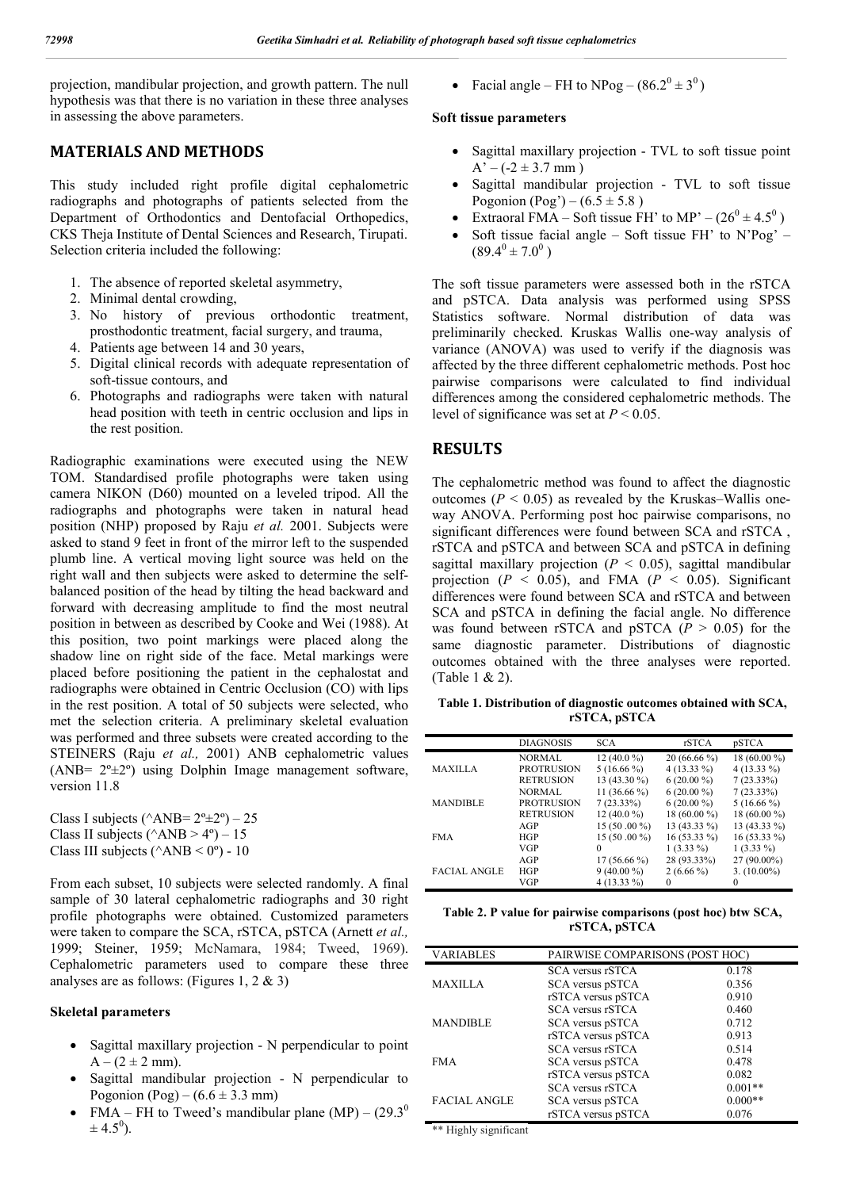projection, mandibular projection, and growth pattern. The null hypothesis was that there is no variation in these three analyses in assessing the above parameters.

## MATERIALS AND METHODS

This study included right profile digital cephalometric radiographs and photographs of patients selected from the Department of Orthodontics and Dentofacial Orthopedics, CKS Theja Institute of Dental Sciences and Research, Tirupati. Selection criteria included the following:

1. The absence of reported skeletal asymmetry,
2. Minimal dental crowding,
3. No history of previous orthodontic treatment, prosthodontic treatment, facial surgery, and trauma,
4. Patients age between 14 and 30 years,
5. Digital clinical records with adequate representation of soft-tissue contours, and
6. Photographs and radiographs were taken with natural head position with teeth in centric occlusion and lips in the rest position.

Radiographic examinations were executed using the NEW TOM. Standardised profile photographs were taken using camera NIKON (D60) mounted on a leveled tripod. All the radiographs and photographs were taken in natural head position (NHP) proposed by Raju *et al.* 2001. Subjects were asked to stand 9 feet in front of the mirror left to the suspended plumb line. A vertical moving light source was held on the right wall and then subjects were asked to determine the self-balanced position of the head by tilting the head backward and forward with decreasing amplitude to find the most neutral position in between as described by Cooke and Wei (1988). At this position, two point markings were placed along the shadow line on right side of the face. Metal markings were placed before positioning the patient in the cephalostat and radiographs were obtained in Centric Occlusion (CO) with lips in the rest position. A total of 50 subjects were selected, who met the selection criteria. A preliminary skeletal evaluation was performed and three subsets were created according to the STEINERS (Raju *et al.,* 2001) ANB cephalometric values (ANB= 2º±2º) using Dolphin Image management software, version 11.8

Class I subjects (^ANB= 2º±2º) – 25
Class II subjects (^ANB > 4º) – 15
Class III subjects (^ANB < 0º) - 10

From each subset, 10 subjects were selected randomly. A final sample of 30 lateral cephalometric radiographs and 30 right profile photographs were obtained. Customized parameters were taken to compare the SCA, rSTCA, pSTCA (Arnett *et al.,* 1999; Steiner, 1959; McNamara, 1984; Tweed, 1969). Cephalometric parameters used to compare these three analyses are as follows: (Figures 1, 2 & 3)

### Skeletal parameters

- Sagittal maxillary projection - N perpendicular to point A – (2 ± 2 mm).
- Sagittal mandibular projection - N perpendicular to Pogonion (Pog) – (6.6 ± 3.3 mm)
- FMA – FH to Tweed's mandibular plane (MP) – ($29.3^0 \pm 4.5^0$).
- Facial angle – FH to NPog – ($86.2^0 \pm 3^0$)

### Soft tissue parameters

- Sagittal maxillary projection - TVL to soft tissue point A' – (-2 ± 3.7 mm )
- Sagittal mandibular projection - TVL to soft tissue Pogonion (Pog') – (6.5 ± 5.8 )
- Extraoral FMA – Soft tissue FH' to MP' – ($26^0 \pm 4.5^0$ )
- Soft tissue facial angle – Soft tissue FH' to N'Pog' – ($89.4^0 \pm 7.0^0$ )

The soft tissue parameters were assessed both in the rSTCA and pSTCA. Data analysis was performed using SPSS Statistics software. Normal distribution of data was preliminarily checked. Kruskas Wallis one-way analysis of variance (ANOVA) was used to verify if the diagnosis was affected by the three different cephalometric methods. Post hoc pairwise comparisons were calculated to find individual differences among the considered cephalometric methods. The level of significance was set at $P < 0.05$.

## RESULTS

The cephalometric method was found to affect the diagnostic outcomes ($P < 0.05$) as revealed by the Kruskas–Wallis one-way ANOVA. Performing post hoc pairwise comparisons, no significant differences were found between SCA and rSTCA , rSTCA and pSTCA and between SCA and pSTCA in defining sagittal maxillary projection ($P < 0.05$), sagittal mandibular projection ($P < 0.05$), and FMA ($P < 0.05$). Significant differences were found between SCA and rSTCA and between SCA and pSTCA in defining the facial angle. No difference was found between rSTCA and pSTCA ($P > 0.05$) for the same diagnostic parameter. Distributions of diagnostic outcomes obtained with the three analyses were reported. (Table 1 & 2).

**Table 1. Distribution of diagnostic outcomes obtained with SCA, rSTCA, pSTCA**

| | DIAGNOSIS | SCA | rSTCA | pSTCA |
|---|---|---|---|---|
| MAXILLA | NORMAL | 12 (40.0 %) | 20 (66.66 %) | 18 (60.00 %) |
| | PROTRUSION | 5 (16.66 %) | 4 (13.33 %) | 4 (13.33 %) |
| | RETRUSION | 13 (43.30 %) | 6 (20.00 %) | 7 (23.33%) |
| MANDIBLE | NORMAL | 11 (36.66 %) | 6 (20.00 %) | 7 (23.33%) |
| | PROTRUSION | 7 (23.33%) | 6 (20.00 %) | 5 (16.66 %) |
| | RETRUSION | 12 (40.0 %) | 18 (60.00 %) | 18 (60.00 %) |
| FMA | AGP | 15 (50 .00 %) | 13 (43.33 %) | 13 (43.33 %) |
| | HGP | 15 (50 .00 %) | 16 (53.33 %) | 16 (53.33 %) |
| | VGP | 0 | 1 (3.33 %) | 1 (3.33 %) |
| FACIAL ANGLE | AGP | 17 (56.66 %) | 28 (93.33%) | 27 (90.00%) |
| | HGP | 9 (40.00 %) | 2 (6.66 %) | 3. (10.00%) |
| | VGP | 4 (13.33 %) | 0 | 0 |

**Table 2. P value for pairwise comparisons (post hoc) btw SCA, rSTCA, pSTCA**

| VARIABLES | PAIRWISE COMPARISONS (POST HOC) | |
|---|---|---|
| MAXILLA | SCA versus rSTCA | 0.178 |
| | SCA versus pSTCA | 0.356 |
| | rSTCA versus pSTCA | 0.910 |
| MANDIBLE | SCA versus rSTCA | 0.460 |
| | SCA versus pSTCA | 0.712 |
| | rSTCA versus pSTCA | 0.913 |
| FMA | SCA versus rSTCA | 0.514 |
| | SCA versus pSTCA | 0.478 |
| | rSTCA versus pSTCA | 0.082 |
| FACIAL ANGLE | SCA versus rSTCA | 0.001** |
| | SCA versus pSTCA | 0.000** |
| | rSTCA versus pSTCA | 0.076 |

** Highly significant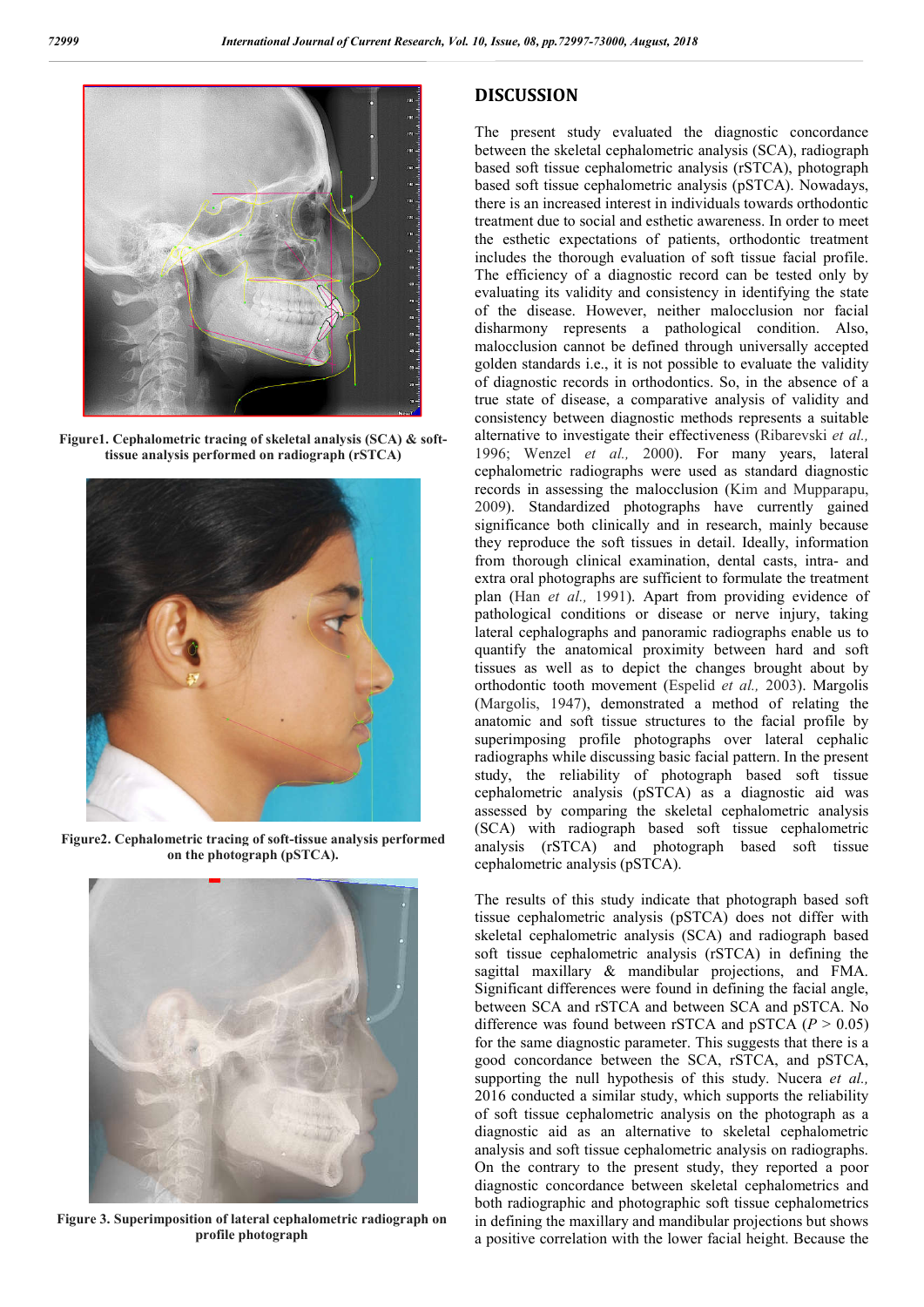Figure1. Cephalometric tracing of skeletal analysis (SCA) & soft-tissue analysis performed on radiograph (rSTCA)

Figure2. Cephalometric tracing of soft-tissue analysis performed on the photograph (pSTCA).

Figure 3. Superimposition of lateral cephalometric radiograph on profile photograph

## DISCUSSION

The present study evaluated the diagnostic concordance between the skeletal cephalometric analysis (SCA), radiograph based soft tissue cephalometric analysis (rSTCA), photograph based soft tissue cephalometric analysis (pSTCA). Nowadays, there is an increased interest in individuals towards orthodontic treatment due to social and esthetic awareness. In order to meet the esthetic expectations of patients, orthodontic treatment includes the thorough evaluation of soft tissue facial profile. The efficiency of a diagnostic record can be tested only by evaluating its validity and consistency in identifying the state of the disease. However, neither malocclusion nor facial disharmony represents a pathological condition. Also, malocclusion cannot be defined through universally accepted golden standards i.e., it is not possible to evaluate the validity of diagnostic records in orthodontics. So, in the absence of a true state of disease, a comparative analysis of validity and consistency between diagnostic methods represents a suitable alternative to investigate their effectiveness (Ribarevski *et al.,* 1996; Wenzel *et al.,* 2000). For many years, lateral cephalometric radiographs were used as standard diagnostic records in assessing the malocclusion (Kim and Mupparapu, 2009). Standardized photographs have currently gained significance both clinically and in research, mainly because they reproduce the soft tissues in detail. Ideally, information from thorough clinical examination, dental casts, intra- and extra oral photographs are sufficient to formulate the treatment plan (Han *et al.,* 1991). Apart from providing evidence of pathological conditions or disease or nerve injury, taking lateral cephalographs and panoramic radiographs enable us to quantify the anatomical proximity between hard and soft tissues as well as to depict the changes brought about by orthodontic tooth movement (Espelid *et al.,* 2003). Margolis (Margolis, 1947), demonstrated a method of relating the anatomic and soft tissue structures to the facial profile by superimposing profile photographs over lateral cephalic radiographs while discussing basic facial pattern. In the present study, the reliability of photograph based soft tissue cephalometric analysis (pSTCA) as a diagnostic aid was assessed by comparing the skeletal cephalometric analysis (SCA) with radiograph based soft tissue cephalometric analysis (rSTCA) and photograph based soft tissue cephalometric analysis (pSTCA).

The results of this study indicate that photograph based soft tissue cephalometric analysis (pSTCA) does not differ with skeletal cephalometric analysis (SCA) and radiograph based soft tissue cephalometric analysis (rSTCA) in defining the sagittal maxillary & mandibular projections, and FMA. Significant differences were found in defining the facial angle, between SCA and rSTCA and between SCA and pSTCA. No difference was found between rSTCA and pSTCA ($P > 0.05$) for the same diagnostic parameter. This suggests that there is a good concordance between the SCA, rSTCA, and pSTCA, supporting the null hypothesis of this study. Nucera *et al.,* 2016 conducted a similar study, which supports the reliability of soft tissue cephalometric analysis on the photograph as a diagnostic aid as an alternative to skeletal cephalometric analysis and soft tissue cephalometric analysis on radiographs. On the contrary to the present study, they reported a poor diagnostic concordance between skeletal cephalometrics and both radiographic and photographic soft tissue cephalometrics in defining the maxillary and mandibular projections but shows a positive correlation with the lower facial height. Because the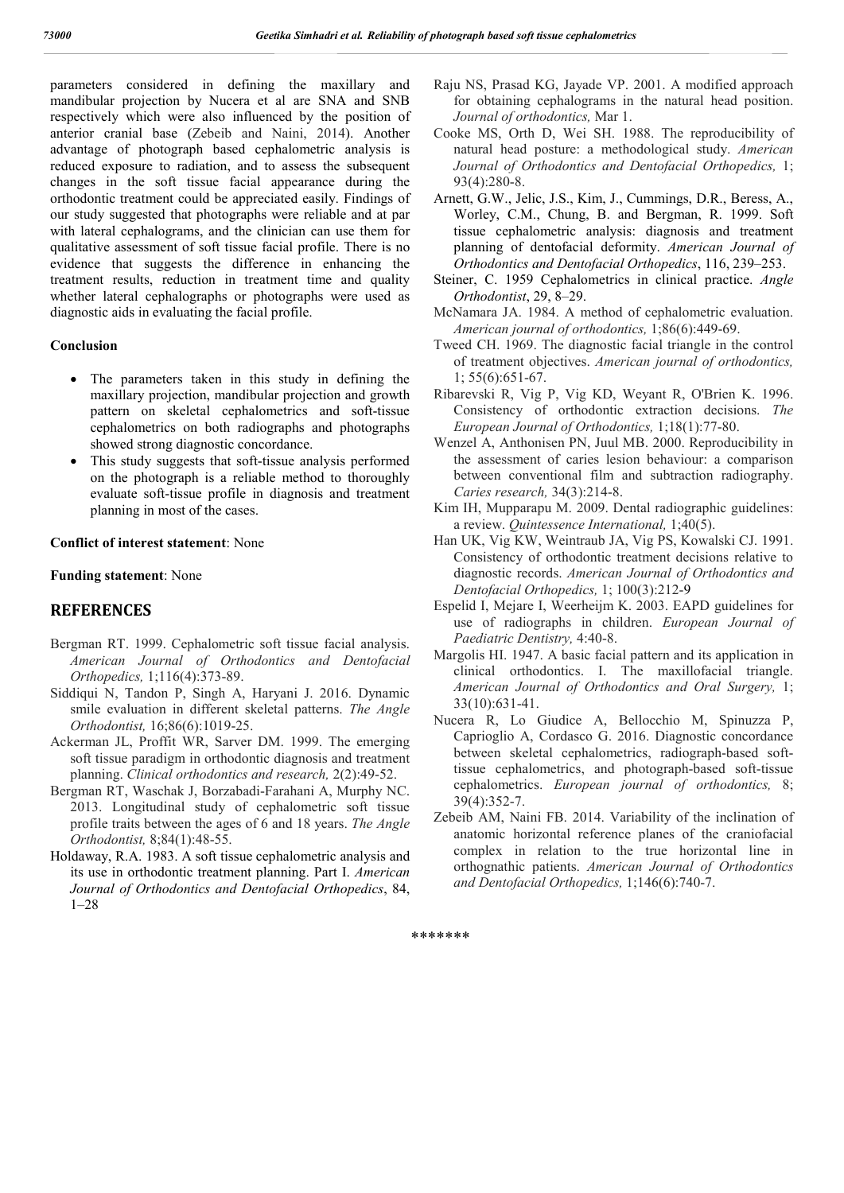parameters considered in defining the maxillary and mandibular projection by Nucera et al are SNA and SNB respectively which were also influenced by the position of anterior cranial base (Zebeib and Naini, 2014). Another advantage of photograph based cephalometric analysis is reduced exposure to radiation, and to assess the subsequent changes in the soft tissue facial appearance during the orthodontic treatment could be appreciated easily. Findings of our study suggested that photographs were reliable and at par with lateral cephalograms, and the clinician can use them for qualitative assessment of soft tissue facial profile. There is no evidence that suggests the difference in enhancing the treatment results, reduction in treatment time and quality whether lateral cephalographs or photographs were used as diagnostic aids in evaluating the facial profile.

**Conclusion**

- The parameters taken in this study in defining the maxillary projection, mandibular projection and growth pattern on skeletal cephalometrics and soft-tissue cephalometrics on both radiographs and photographs showed strong diagnostic concordance.
- This study suggests that soft-tissue analysis performed on the photograph is a reliable method to thoroughly evaluate soft-tissue profile in diagnosis and treatment planning in most of the cases.

**Conflict of interest statement**: None

**Funding statement**: None

## REFERENCES

Bergman RT. 1999. Cephalometric soft tissue facial analysis. *American Journal of Orthodontics and Dentofacial Orthopedics,* 1;116(4):373-89.

Siddiqui N, Tandon P, Singh A, Haryani J. 2016. Dynamic smile evaluation in different skeletal patterns. *The Angle Orthodontist,* 16;86(6):1019-25.

Ackerman JL, Proffit WR, Sarver DM. 1999. The emerging soft tissue paradigm in orthodontic diagnosis and treatment planning. *Clinical orthodontics and research,* 2(2):49-52.

Bergman RT, Waschak J, Borzabadi-Farahani A, Murphy NC. 2013. Longitudinal study of cephalometric soft tissue profile traits between the ages of 6 and 18 years. *The Angle Orthodontist,* 8;84(1):48-55.

Holdaway, R.A. 1983. A soft tissue cephalometric analysis and its use in orthodontic treatment planning. Part I. *American Journal of Orthodontics and Dentofacial Orthopedics*, 84, 1–28

Raju NS, Prasad KG, Jayade VP. 2001. A modified approach for obtaining cephalograms in the natural head position. *Journal of orthodontics,* Mar 1.

Cooke MS, Orth D, Wei SH. 1988. The reproducibility of natural head posture: a methodological study. *American Journal of Orthodontics and Dentofacial Orthopedics,* 1; 93(4):280-8.

Arnett, G.W., Jelic, J.S., Kim, J., Cummings, D.R., Beress, A., Worley, C.M., Chung, B. and Bergman, R. 1999. Soft tissue cephalometric analysis: diagnosis and treatment planning of dentofacial deformity. *American Journal of Orthodontics and Dentofacial Orthopedics*, 116, 239–253.

Steiner, C. 1959 Cephalometrics in clinical practice. *Angle Orthodontist*, 29, 8–29.

McNamara JA. 1984. A method of cephalometric evaluation. *American journal of orthodontics,* 1;86(6):449-69.

Tweed CH. 1969. The diagnostic facial triangle in the control of treatment objectives. *American journal of orthodontics,* 1; 55(6):651-67.

Ribarevski R, Vig P, Vig KD, Weyant R, O'Brien K. 1996. Consistency of orthodontic extraction decisions. *The European Journal of Orthodontics,* 1;18(1):77-80.

Wenzel A, Anthonisen PN, Juul MB. 2000. Reproducibility in the assessment of caries lesion behaviour: a comparison between conventional film and subtraction radiography. *Caries research,* 34(3):214-8.

Kim IH, Mupparapu M. 2009. Dental radiographic guidelines: a review. *Quintessence International,* 1;40(5).

Han UK, Vig KW, Weintraub JA, Vig PS, Kowalski CJ. 1991. Consistency of orthodontic treatment decisions relative to diagnostic records. *American Journal of Orthodontics and Dentofacial Orthopedics,* 1; 100(3):212-9

Espelid I, Mejare I, Weerheijm K. 2003. EAPD guidelines for use of radiographs in children. *European Journal of Paediatric Dentistry,* 4:40-8.

Margolis HI. 1947. A basic facial pattern and its application in clinical orthodontics. I. The maxillofacial triangle. *American Journal of Orthodontics and Oral Surgery,* 1; 33(10):631-41.

Nucera R, Lo Giudice A, Bellocchio M, Spinuzza P, Caprioglio A, Cordasco G. 2016. Diagnostic concordance between skeletal cephalometrics, radiograph-based soft-tissue cephalometrics, and photograph-based soft-tissue cephalometrics. *European journal of orthodontics,* 8; 39(4):352-7.

Zebeib AM, Naini FB. 2014. Variability of the inclination of anatomic horizontal reference planes of the craniofacial complex in relation to the true horizontal line in orthognathic patients. *American Journal of Orthodontics and Dentofacial Orthopedics,* 1;146(6):740-7.

*******